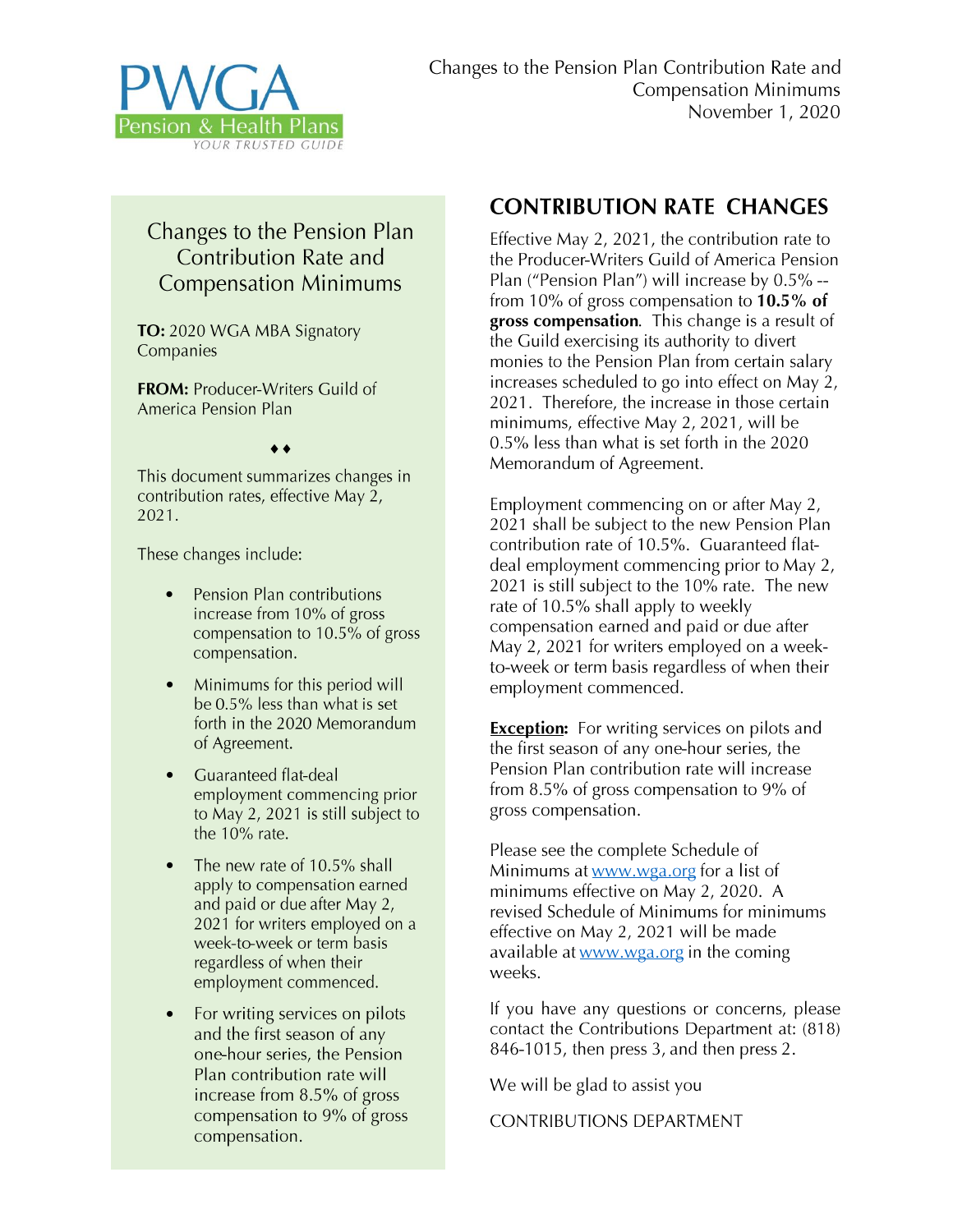PWGA Pension & Health Plans
YOUR TRUSTED GUIDE

Changes to the Pension Plan Contribution Rate and Compensation Minimums
November 1, 2020

## Changes to the Pension Plan Contribution Rate and Compensation Minimums

**TO:** 2020 WGA MBA Signatory Companies

**FROM:** Producer-Writers Guild of America Pension Plan

♦♦

This document summarizes changes in contribution rates, effective May 2, 2021.

These changes include:

- Pension Plan contributions increase from 10% of gross compensation to 10.5% of gross compensation.
- Minimums for this period will be 0.5% less than what is set forth in the 2020 Memorandum of Agreement.
- Guaranteed flat-deal employment commencing prior to May 2, 2021 is still subject to the 10% rate.
- The new rate of 10.5% shall apply to compensation earned and paid or due after May 2, 2021 for writers employed on a week-to-week or term basis regardless of when their employment commenced.
- For writing services on pilots and the first season of any one-hour series, the Pension Plan contribution rate will increase from 8.5% of gross compensation to 9% of gross compensation.

## CONTRIBUTION RATE CHANGES

Effective May 2, 2021, the contribution rate to the Producer-Writers Guild of America Pension Plan ("Pension Plan") will increase by 0.5% -- from 10% of gross compensation to **10.5% of gross compensation**. This change is a result of the Guild exercising its authority to divert monies to the Pension Plan from certain salary increases scheduled to go into effect on May 2, 2021. Therefore, the increase in those certain minimums, effective May 2, 2021, will be 0.5% less than what is set forth in the 2020 Memorandum of Agreement.

Employment commencing on or after May 2, 2021 shall be subject to the new Pension Plan contribution rate of 10.5%. Guaranteed flat-deal employment commencing prior to May 2, 2021 is still subject to the 10% rate. The new rate of 10.5% shall apply to weekly compensation earned and paid or due after May 2, 2021 for writers employed on a week-to-week or term basis regardless of when their employment commenced.

**Exception:** For writing services on pilots and the first season of any one-hour series, the Pension Plan contribution rate will increase from 8.5% of gross compensation to 9% of gross compensation.

Please see the complete Schedule of Minimums at [www.wga.org](http://www.wga.org) for a list of minimums effective on May 2, 2020. A revised Schedule of Minimums for minimums effective on May 2, 2021 will be made available at [www.wga.org](http://www.wga.org) in the coming weeks.

If you have any questions or concerns, please contact the Contributions Department at: (818) 846-1015, then press 3, and then press 2.

We will be glad to assist you

CONTRIBUTIONS DEPARTMENT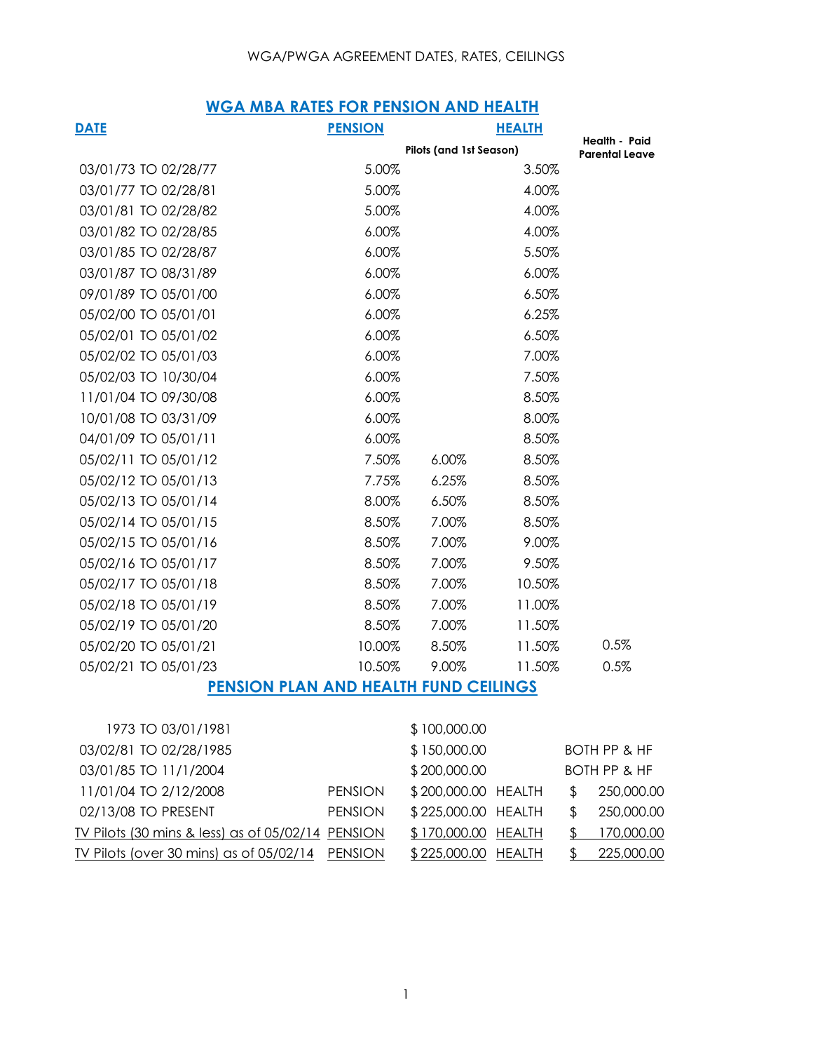WGA/PWGA AGREEMENT DATES, RATES, CEILINGS

## WGA MBA RATES FOR PENSION AND HEALTH

| DATE | PENSION | Pilots (and 1st Season) | HEALTH | Health - Paid Parental Leave |
|---|---|---|---|---|
| 03/01/73 TO 02/28/77 | 5.00% | | 3.50% | |
| 03/01/77 TO 02/28/81 | 5.00% | | 4.00% | |
| 03/01/81 TO 02/28/82 | 5.00% | | 4.00% | |
| 03/01/82 TO 02/28/85 | 6.00% | | 4.00% | |
| 03/01/85 TO 02/28/87 | 6.00% | | 5.50% | |
| 03/01/87 TO 08/31/89 | 6.00% | | 6.00% | |
| 09/01/89 TO 05/01/00 | 6.00% | | 6.50% | |
| 05/02/00 TO 05/01/01 | 6.00% | | 6.25% | |
| 05/02/01 TO 05/01/02 | 6.00% | | 6.50% | |
| 05/02/02 TO 05/01/03 | 6.00% | | 7.00% | |
| 05/02/03 TO 10/30/04 | 6.00% | | 7.50% | |
| 11/01/04 TO 09/30/08 | 6.00% | | 8.50% | |
| 10/01/08 TO 03/31/09 | 6.00% | | 8.00% | |
| 04/01/09 TO 05/01/11 | 6.00% | | 8.50% | |
| 05/02/11 TO 05/01/12 | 7.50% | 6.00% | 8.50% | |
| 05/02/12 TO 05/01/13 | 7.75% | 6.25% | 8.50% | |
| 05/02/13 TO 05/01/14 | 8.00% | 6.50% | 8.50% | |
| 05/02/14 TO 05/01/15 | 8.50% | 7.00% | 8.50% | |
| 05/02/15 TO 05/01/16 | 8.50% | 7.00% | 9.00% | |
| 05/02/16 TO 05/01/17 | 8.50% | 7.00% | 9.50% | |
| 05/02/17 TO 05/01/18 | 8.50% | 7.00% | 10.50% | |
| 05/02/18 TO 05/01/19 | 8.50% | 7.00% | 11.00% | |
| 05/02/19 TO 05/01/20 | 8.50% | 7.00% | 11.50% | |
| 05/02/20 TO 05/01/21 | 10.00% | 8.50% | 11.50% | 0.5% |
| 05/02/21 TO 05/01/23 | 10.50% | 9.00% | 11.50% | 0.5% |

## PENSION PLAN AND HEALTH FUND CEILINGS

| | | | | |
|---|---|---|---|---|
| 1973 TO 03/01/1981 | | $ 100,000.00 | | |
| 03/02/81 TO 02/28/1985 | | $ 150,000.00 | BOTH PP & HF | |
| 03/01/85 TO 11/1/2004 | | $ 200,000.00 | BOTH PP & HF | |
| 11/01/04 TO 2/12/2008 | PENSION | $ 200,000.00 | HEALTH | $ 250,000.00 |
| 02/13/08 TO PRESENT | PENSION | $ 225,000.00 | HEALTH | $ 250,000.00 |
| TV Pilots (30 mins & less) as of 05/02/14 | PENSION | $ 170,000.00 | HEALTH | $ 170,000.00 |
| TV Pilots (over 30 mins) as of 05/02/14 | PENSION | $ 225,000.00 | HEALTH | $ 225,000.00 |